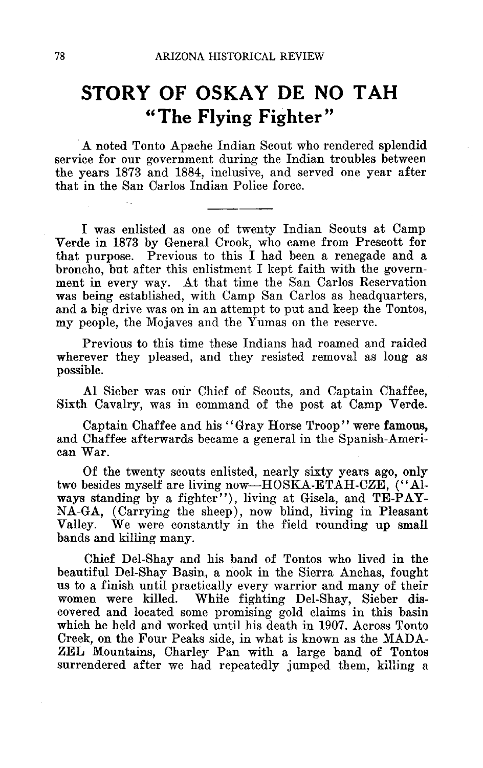# STORY OF OSKAY DE NO TAH
## "The Flying Fighter"

A noted Tonto Apache Indian Scout who rendered splendid service for our government during the Indian troubles between the years 1873 and 1884, inclusive, and served one year after that in the San Carlos Indian Police force.

---

I was enlisted as one of twenty Indian Scouts at Camp Verde in 1873 by General Crook, who came from Prescott for that purpose. Previous to this I had been a renegade and a broncho, but after this enlistment I kept faith with the government in every way. At that time the San Carlos Reservation was being established, with Camp San Carlos as headquarters, and a big drive was on in an attempt to put and keep the Tontos, my people, the Mojaves and the Yumas on the reserve.

Previous to this time these Indians had roamed and raided wherever they pleased, and they resisted removal as long as possible.

Al Sieber was our Chief of Scouts, and Captain Chaffee, Sixth Cavalry, was in command of the post at Camp Verde.

Captain Chaffee and his "Gray Horse Troop" were famous, and Chaffee afterwards became a general in the Spanish-American War.

Of the twenty scouts enlisted, nearly sixty years ago, only two besides myself are living now—HOSKA-ETAH-CZE, ("Always standing by a fighter"), living at Gisela, and TE-PAY-NA-GA, (Carrying the sheep), now blind, living in Pleasant Valley. We were constantly in the field rounding up small bands and killing many.

Chief Del-Shay and his band of Tontos who lived in the beautiful Del-Shay Basin, a nook in the Sierra Anchas, fought us to a finish until practically every warrior and many of their women were killed. While fighting Del-Shay, Sieber discovered and located some promising gold claims in this basin which he held and worked until his death in 1907. Across Tonto Creek, on the Four Peaks side, in what is known as the MADA-ZEL Mountains, Charley Pan with a large band of Tontos surrendered after we had repeatedly jumped them, killing a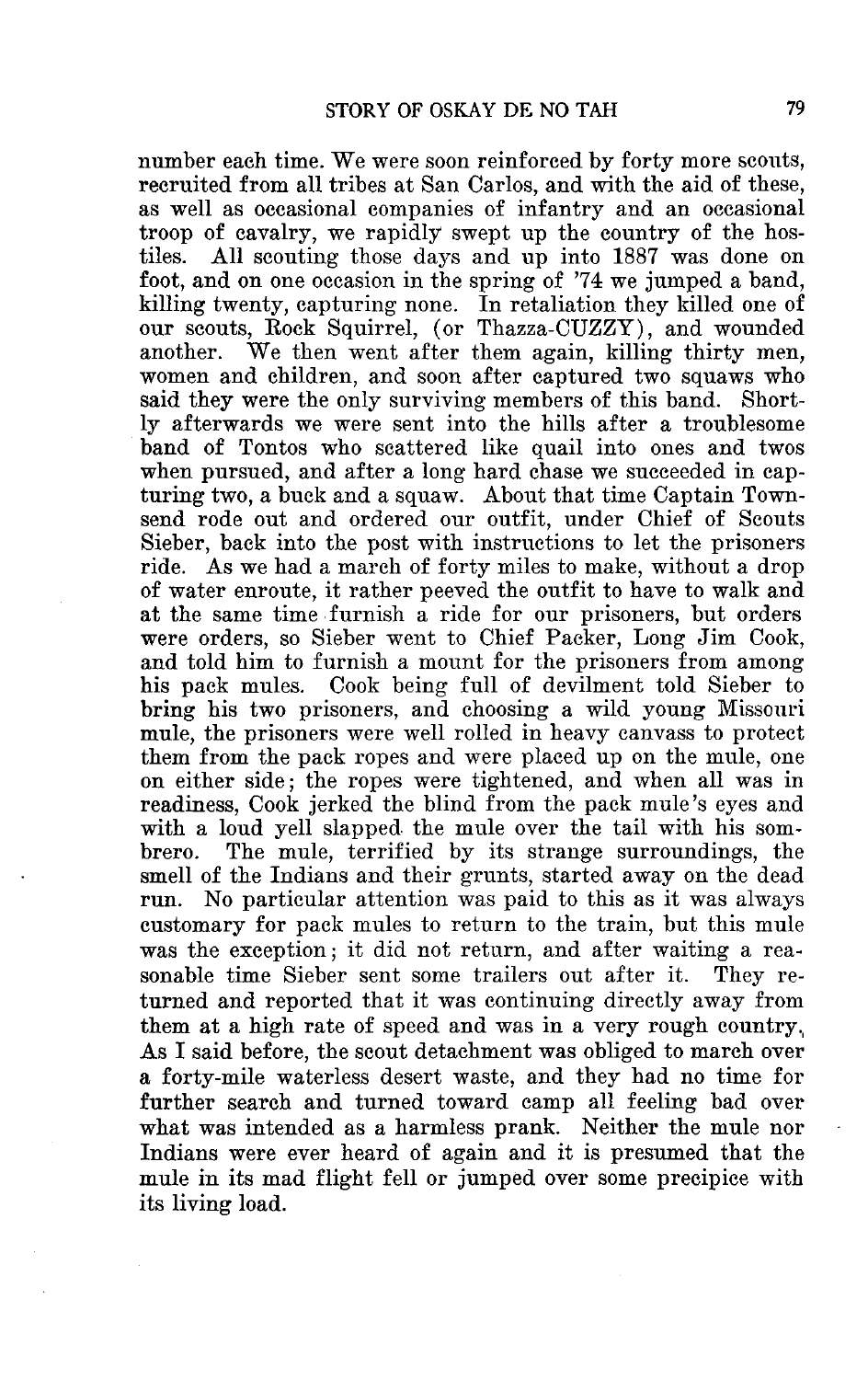number each time. We were soon reinforced by forty more scouts, recruited from all tribes at San Carlos, and with the aid of these, as well as occasional companies of infantry and an occasional troop of cavalry, we rapidly swept up the country of the hostiles. All scouting those days and up into 1887 was done on foot, and on one occasion in the spring of '74 we jumped a band, killing twenty, capturing none. In retaliation they killed one of our scouts, Rock Squirrel, (or Thazza-CUZZY), and wounded another. We then went after them again, killing thirty men, women and children, and soon after captured two squaws who said they were the only surviving members of this band. Shortly afterwards we were sent into the hills after a troublesome band of Tontos who scattered like quail into ones and twos when pursued, and after a long hard chase we succeeded in capturing two, a buck and a squaw. About that time Captain Townsend rode out and ordered our outfit, under Chief of Scouts Sieber, back into the post with instructions to let the prisoners ride. As we had a march of forty miles to make, without a drop of water enroute, it rather peeved the outfit to have to walk and at the same time furnish a ride for our prisoners, but orders were orders, so Sieber went to Chief Packer, Long Jim Cook, and told him to furnish a mount for the prisoners from among his pack mules. Cook being full of devilment told Sieber to bring his two prisoners, and choosing a wild young Missouri mule, the prisoners were well rolled in heavy canvass to protect them from the pack ropes and were placed up on the mule, one on either side; the ropes were tightened, and when all was in readiness, Cook jerked the blind from the pack mule's eyes and with a loud yell slapped the mule over the tail with his sombrero. The mule, terrified by its strange surroundings, the smell of the Indians and their grunts, started away on the dead run. No particular attention was paid to this as it was always customary for pack mules to return to the train, but this mule was the exception; it did not return, and after waiting a reasonable time Sieber sent some trailers out after it. They returned and reported that it was continuing directly away from them at a high rate of speed and was in a very rough country. As I said before, the scout detachment was obliged to march over a forty-mile waterless desert waste, and they had no time for further search and turned toward camp all feeling bad over what was intended as a harmless prank. Neither the mule nor Indians were ever heard of again and it is presumed that the mule in its mad flight fell or jumped over some precipice with its living load.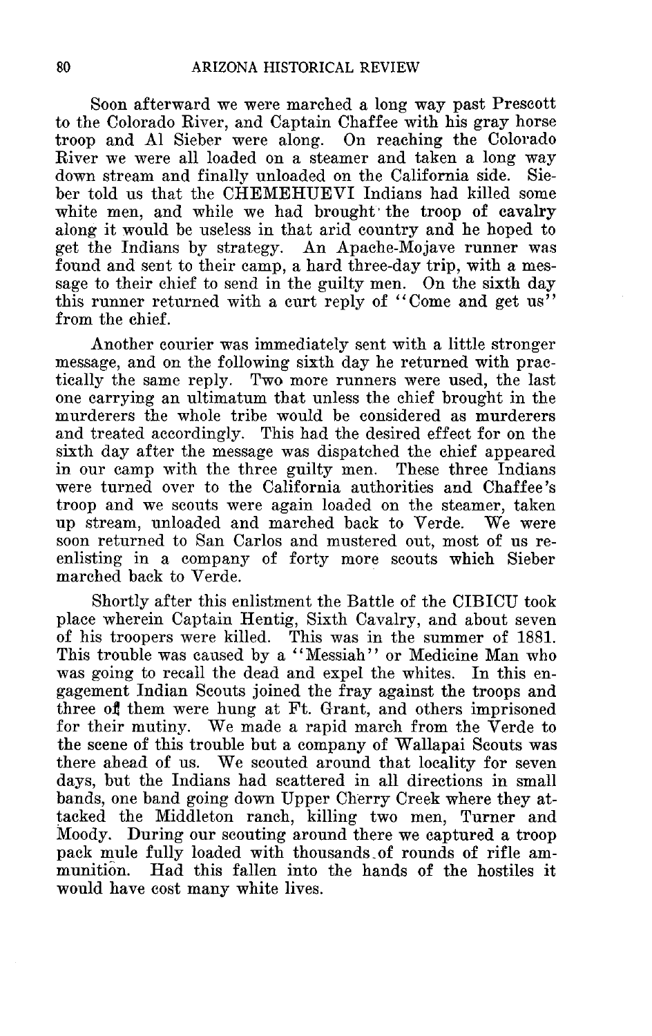Soon afterward we were marched a long way past Prescott to the Colorado River, and Captain Chaffee with his gray horse troop and Al Sieber were along. On reaching the Colorado River we were all loaded on a steamer and taken a long way down stream and finally unloaded on the California side. Sieber told us that the CHEMEHUEVI Indians had killed some white men, and while we had brought the troop of cavalry along it would be useless in that arid country and he hoped to get the Indians by strategy. An Apache-Mojave runner was found and sent to their camp, a hard three-day trip, with a message to their chief to send in the guilty men. On the sixth day this runner returned with a curt reply of "Come and get us" from the chief.

Another courier was immediately sent with a little stronger message, and on the following sixth day he returned with practically the same reply. Two more runners were used, the last one carrying an ultimatum that unless the chief brought in the murderers the whole tribe would be considered as murderers and treated accordingly. This had the desired effect for on the sixth day after the message was dispatched the chief appeared in our camp with the three guilty men. These three Indians were turned over to the California authorities and Chaffee's troop and we scouts were again loaded on the steamer, taken up stream, unloaded and marched back to Verde. We were soon returned to San Carlos and mustered out, most of us reenlisting in a company of forty more scouts which Sieber marched back to Verde.

Shortly after this enlistment the Battle of the CIBICU took place wherein Captain Hentig, Sixth Cavalry, and about seven of his troopers were killed. This was in the summer of 1881. This trouble was caused by a "Messiah" or Medicine Man who was going to recall the dead and expel the whites. In this engagement Indian Scouts joined the fray against the troops and three of them were hung at Ft. Grant, and others imprisoned for their mutiny. We made a rapid march from the Verde to the scene of this trouble but a company of Wallapai Scouts was there ahead of us. We scouted around that locality for seven days, but the Indians had scattered in all directions in small bands, one band going down Upper Cherry Creek where they attacked the Middleton ranch, killing two men, Turner and Moody. During our scouting around there we captured a troop pack mule fully loaded with thousands of rounds of rifle ammunition. Had this fallen into the hands of the hostiles it would have cost many white lives.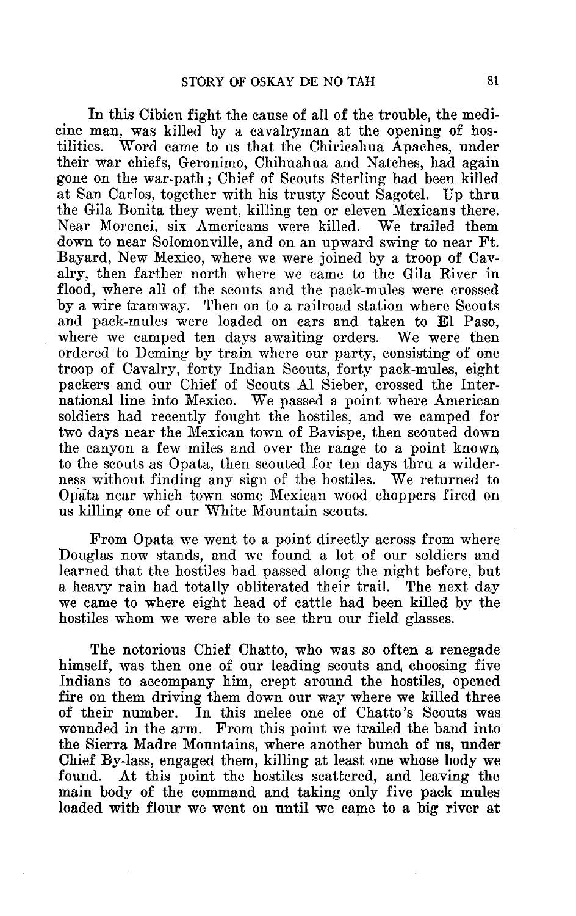In this Cibicu fight the cause of all of the trouble, the medicine man, was killed by a cavalryman at the opening of hostilities. Word came to us that the Chiricahua Apaches, under their war chiefs, Geronimo, Chihuahua and Natches, had again gone on the war-path; Chief of Scouts Sterling had been killed at San Carlos, together with his trusty Scout Sagotel. Up thru the Gila Bonita they went, killing ten or eleven Mexicans there. Near Morenci, six Americans were killed. We trailed them down to near Solomonville, and on an upward swing to near Ft. Bayard, New Mexico, where we were joined by a troop of Cavalry, then farther north where we came to the Gila River in flood, where all of the scouts and the pack-mules were crossed by a wire tramway. Then on to a railroad station where Scouts and pack-mules were loaded on cars and taken to El Paso, where we camped ten days awaiting orders. We were then ordered to Deming by train where our party, consisting of one troop of Cavalry, forty Indian Scouts, forty pack-mules, eight packers and our Chief of Scouts Al Sieber, crossed the International line into Mexico. We passed a point where American soldiers had recently fought the hostiles, and we camped for two days near the Mexican town of Bavispe, then scouted down the canyon a few miles and over the range to a point known to the scouts as Opata, then scouted for ten days thru a wilderness without finding any sign of the hostiles. We returned to Opāta near which town some Mexican wood choppers fired on us killing one of our White Mountain scouts.

From Opata we went to a point directly across from where Douglas now stands, and we found a lot of our soldiers and learned that the hostiles had passed along the night before, but a heavy rain had totally obliterated their trail. The next day we came to where eight head of cattle had been killed by the hostiles whom we were able to see thru our field glasses.

The notorious Chief Chatto, who was so often a renegade himself, was then one of our leading scouts and, choosing five Indians to accompany him, crept around the hostiles, opened fire on them driving them down our way where we killed three of their number. In this melee one of Chatto's Scouts was wounded in the arm. From this point we trailed the band into the Sierra Madre Mountains, where another bunch of us, under Chief By-lass, engaged them, killing at least one whose body we found. At this point the hostiles scattered, and leaving the main body of the command and taking only five pack mules loaded with flour we went on until we came to a big river at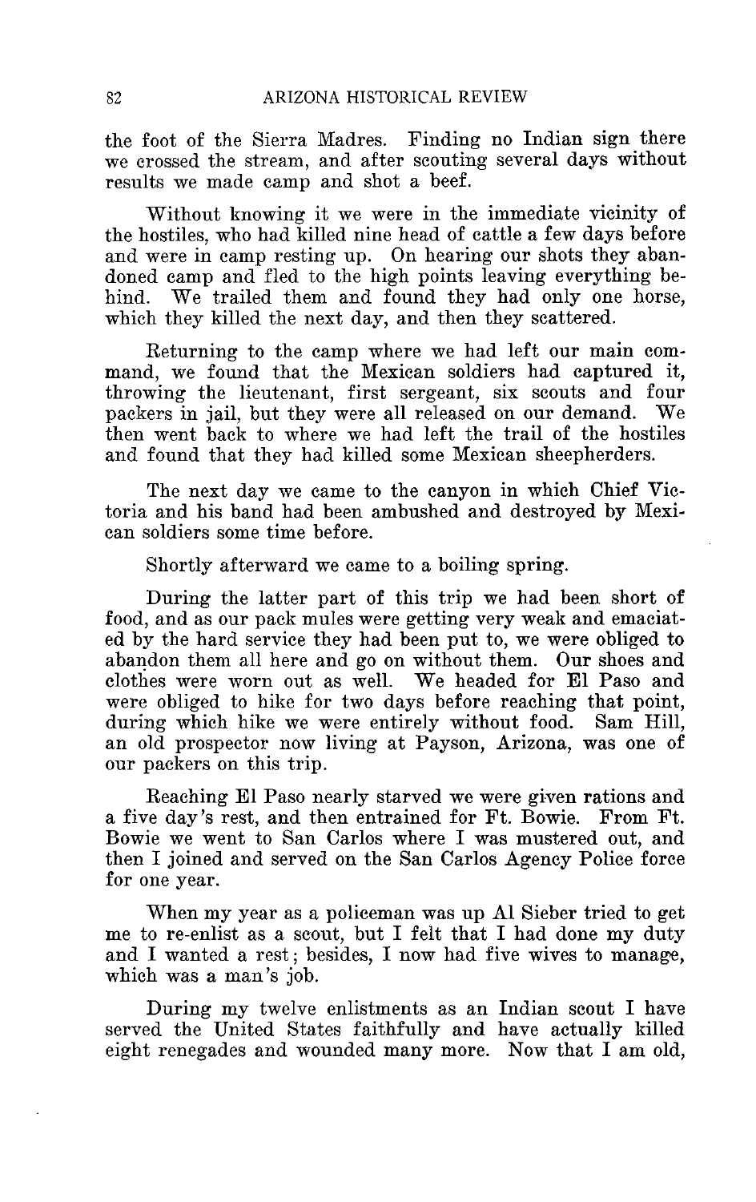the foot of the Sierra Madres. Finding no Indian sign there we crossed the stream, and after scouting several days without results we made camp and shot a beef.

Without knowing it we were in the immediate vicinity of the hostiles, who had killed nine head of cattle a few days before and were in camp resting up. On hearing our shots they abandoned camp and fled to the high points leaving everything behind. We trailed them and found they had only one horse, which they killed the next day, and then they scattered.

Returning to the camp where we had left our main command, we found that the Mexican soldiers had captured it, throwing the lieutenant, first sergeant, six scouts and four packers in jail, but they were all released on our demand. We then went back to where we had left the trail of the hostiles and found that they had killed some Mexican sheepherders.

The next day we came to the canyon in which Chief Victoria and his band had been ambushed and destroyed by Mexican soldiers some time before.

Shortly afterward we came to a boiling spring.

During the latter part of this trip we had been short of food, and as our pack mules were getting very weak and emaciated by the hard service they had been put to, we were obliged to abandon them all here and go on without them. Our shoes and clothes were worn out as well. We headed for El Paso and were obliged to hike for two days before reaching that point, during which hike we were entirely without food. Sam Hill, an old prospector now living at Payson, Arizona, was one of our packers on this trip.

Reaching El Paso nearly starved we were given rations and a five day's rest, and then entrained for Ft. Bowie. From Ft. Bowie we went to San Carlos where I was mustered out, and then I joined and served on the San Carlos Agency Police force for one year.

When my year as a policeman was up Al Sieber tried to get me to re-enlist as a scout, but I felt that I had done my duty and I wanted a rest; besides, I now had five wives to manage, which was a man's job.

During my twelve enlistments as an Indian scout I have served the United States faithfully and have actually killed eight renegades and wounded many more. Now that I am old,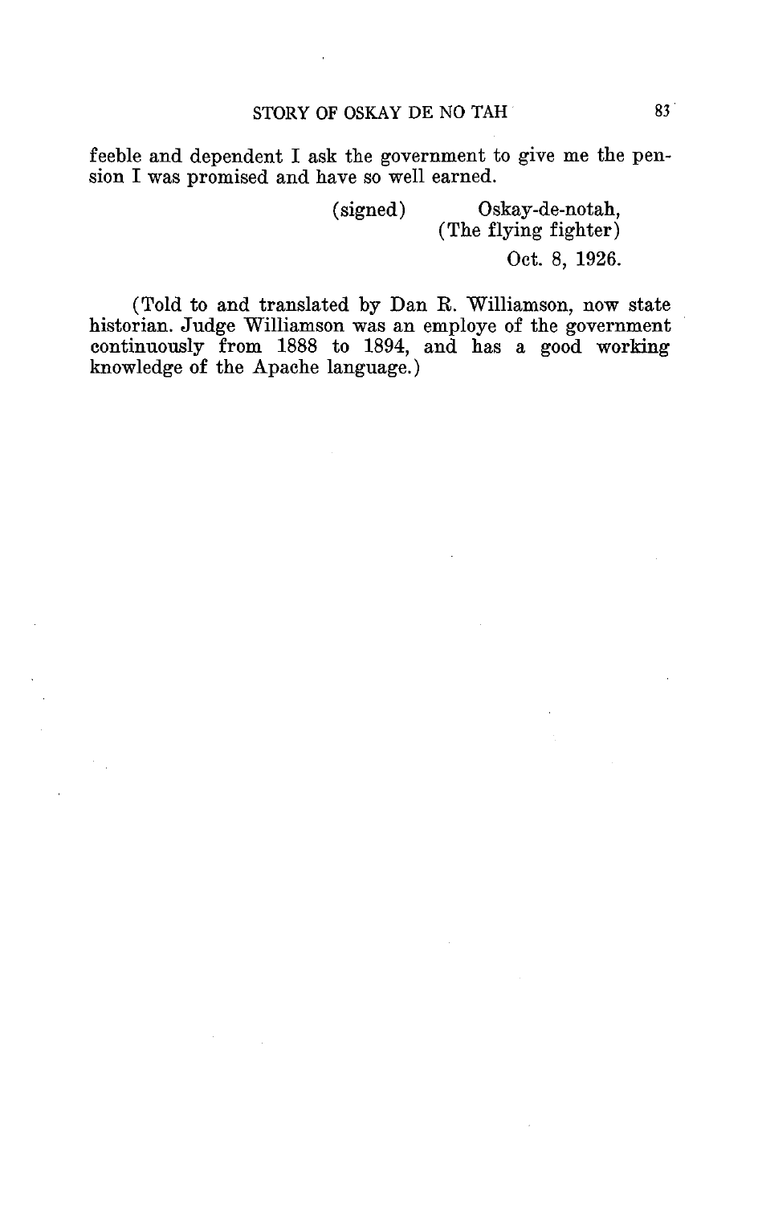feeble and dependent I ask the government to give me the pension I was promised and have so well earned.

(signed) Oskay-de-notah,
(The flying fighter)
Oct. 8, 1926.

(Told to and translated by Dan R. Williamson, now state historian. Judge Williamson was an employe of the government continuously from 1888 to 1894, and has a good working knowledge of the Apache language.)